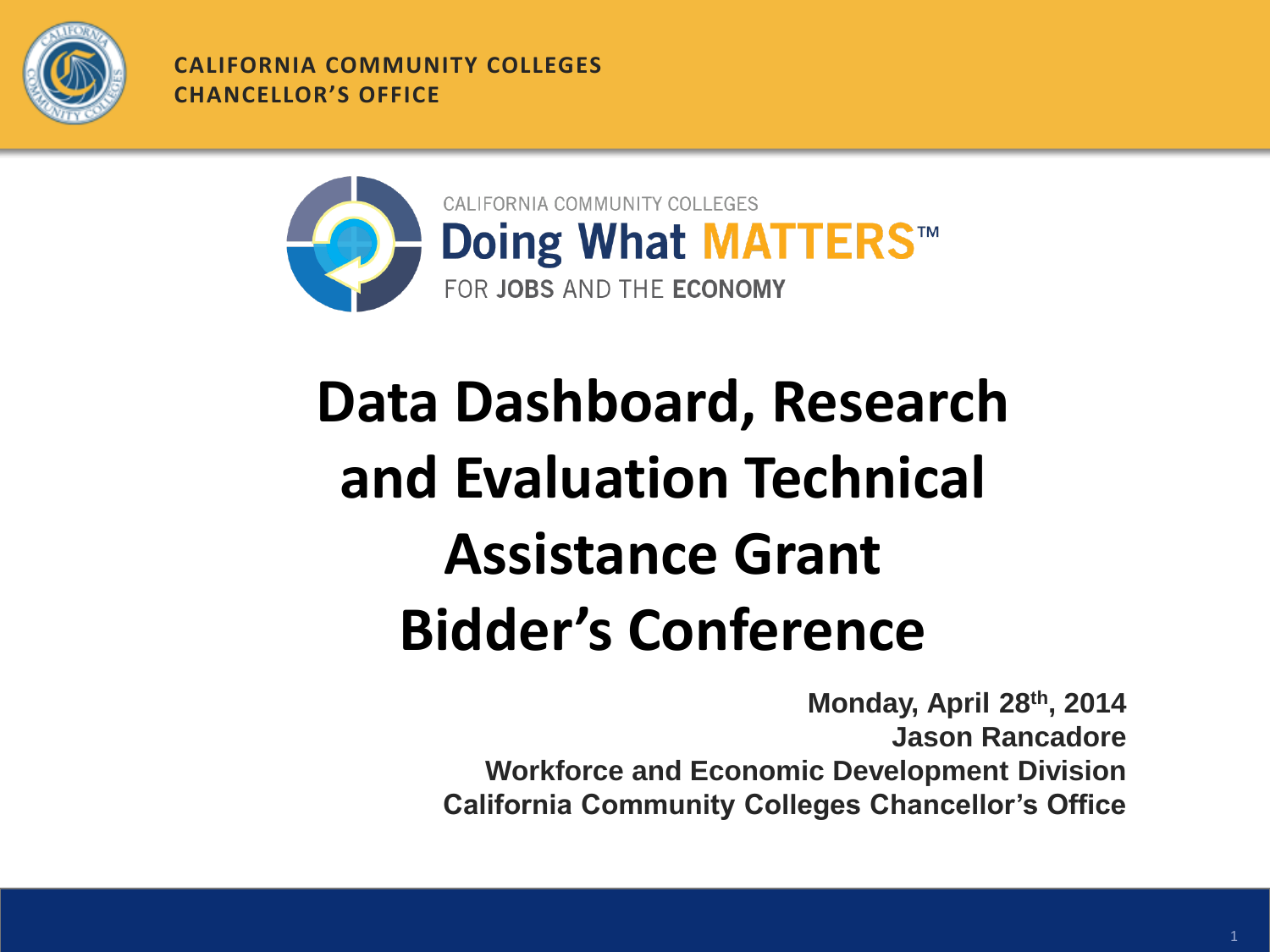CALIFORNIA COMMUNITY COLLEGES
CHANCELLOR'S OFFICE

CALIFORNIA COMMUNITY COLLEGES
Doing What MATTERS™
FOR JOBS AND THE ECONOMY

# Data Dashboard, Research and Evaluation Technical Assistance Grant Bidder's Conference

**Monday, April 28th, 2014**
**Jason Rancadore**
**Workforce and Economic Development Division**
**California Community Colleges Chancellor's Office**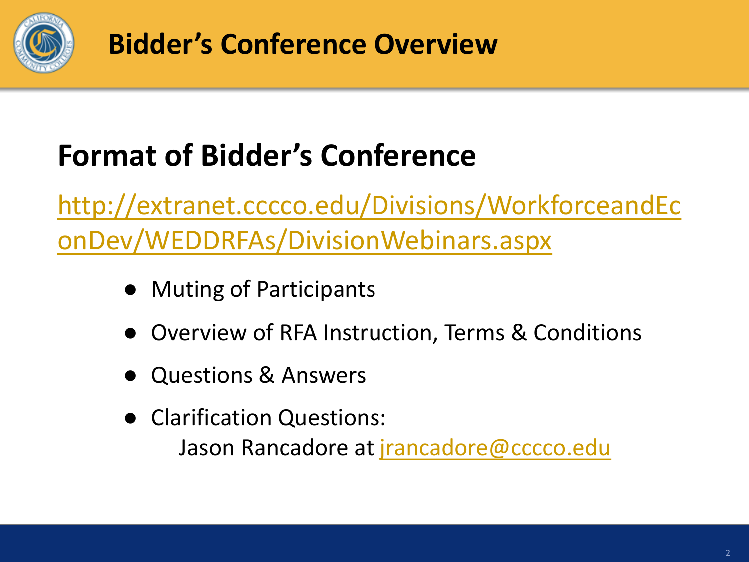# Bidder's Conference Overview

## Format of Bidder's Conference

http://extranet.cccco.edu/Divisions/WorkforceandEconDev/WEDDRFAs/DivisionWebinars.aspx

- Muting of Participants
- Overview of RFA Instruction, Terms & Conditions
- Questions & Answers
- Clarification Questions:
  Jason Rancadore at jrancadore@cccco.edu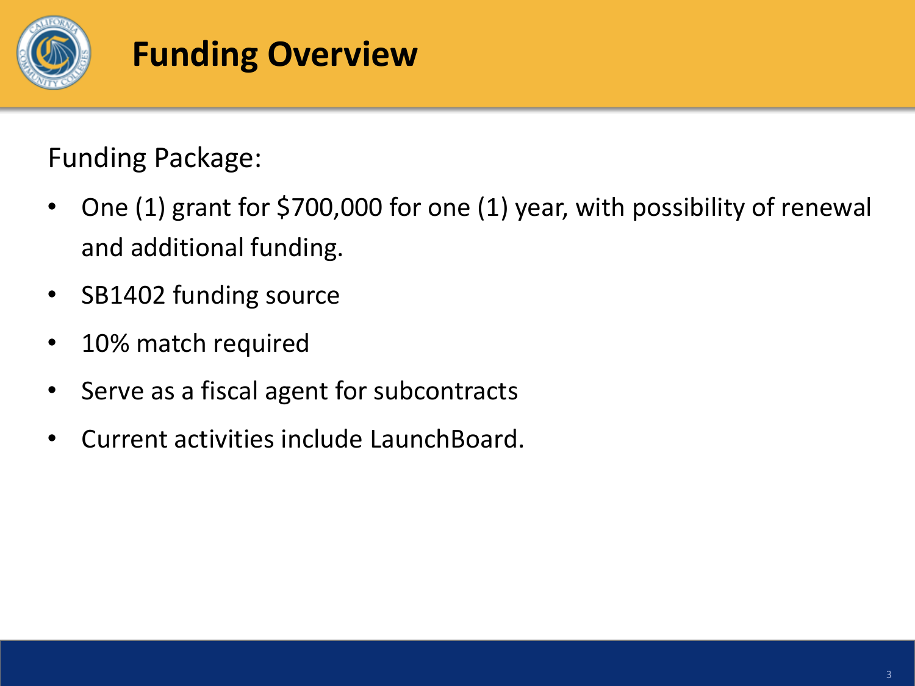# Funding Overview

Funding Package:

- One (1) grant for $700,000 for one (1) year, with possibility of renewal and additional funding.
- SB1402 funding source
- 10% match required
- Serve as a fiscal agent for subcontracts
- Current activities include LaunchBoard.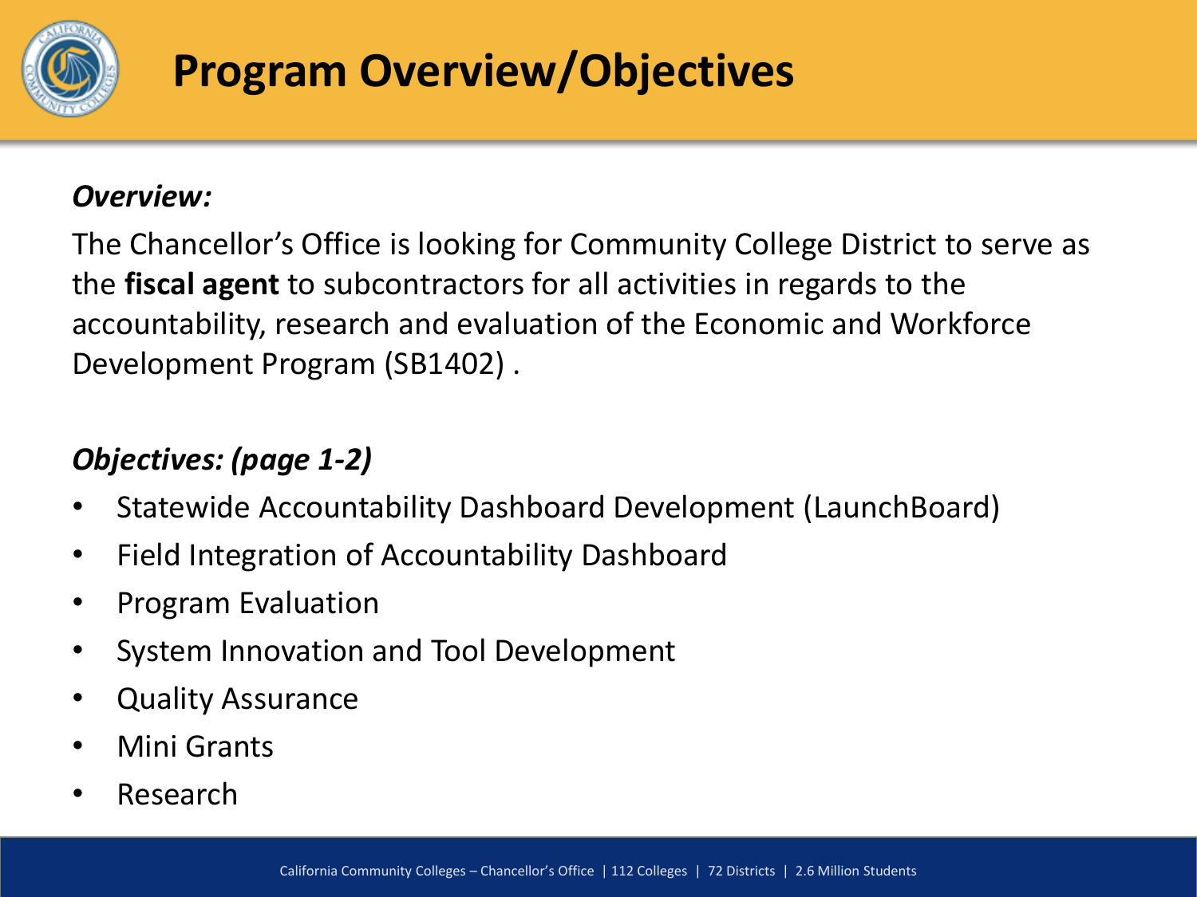# Program Overview/Objectives

***Overview:***

The Chancellor's Office is looking for Community College District to serve as the **fiscal agent** to subcontractors for all activities in regards to the accountability, research and evaluation of the Economic and Workforce Development Program (SB1402) .

***Objectives: (page 1-2)***

- Statewide Accountability Dashboard Development (LaunchBoard)
- Field Integration of Accountability Dashboard
- Program Evaluation
- System Innovation and Tool Development
- Quality Assurance
- Mini Grants
- Research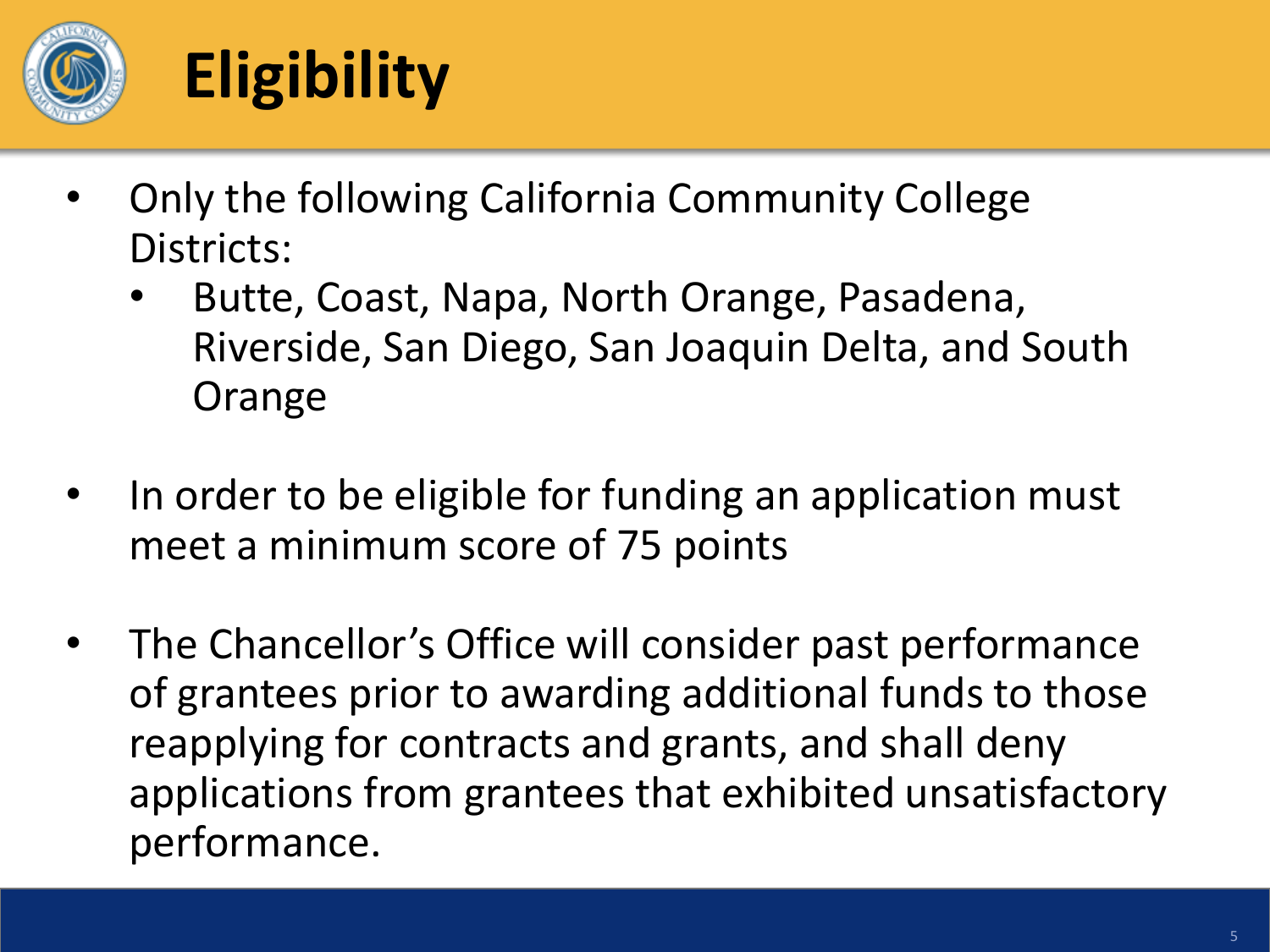# Eligibility

- Only the following California Community College Districts:
  - Butte, Coast, Napa, North Orange, Pasadena, Riverside, San Diego, San Joaquin Delta, and South Orange
- In order to be eligible for funding an application must meet a minimum score of 75 points
- The Chancellor's Office will consider past performance of grantees prior to awarding additional funds to those reapplying for contracts and grants, and shall deny applications from grantees that exhibited unsatisfactory performance.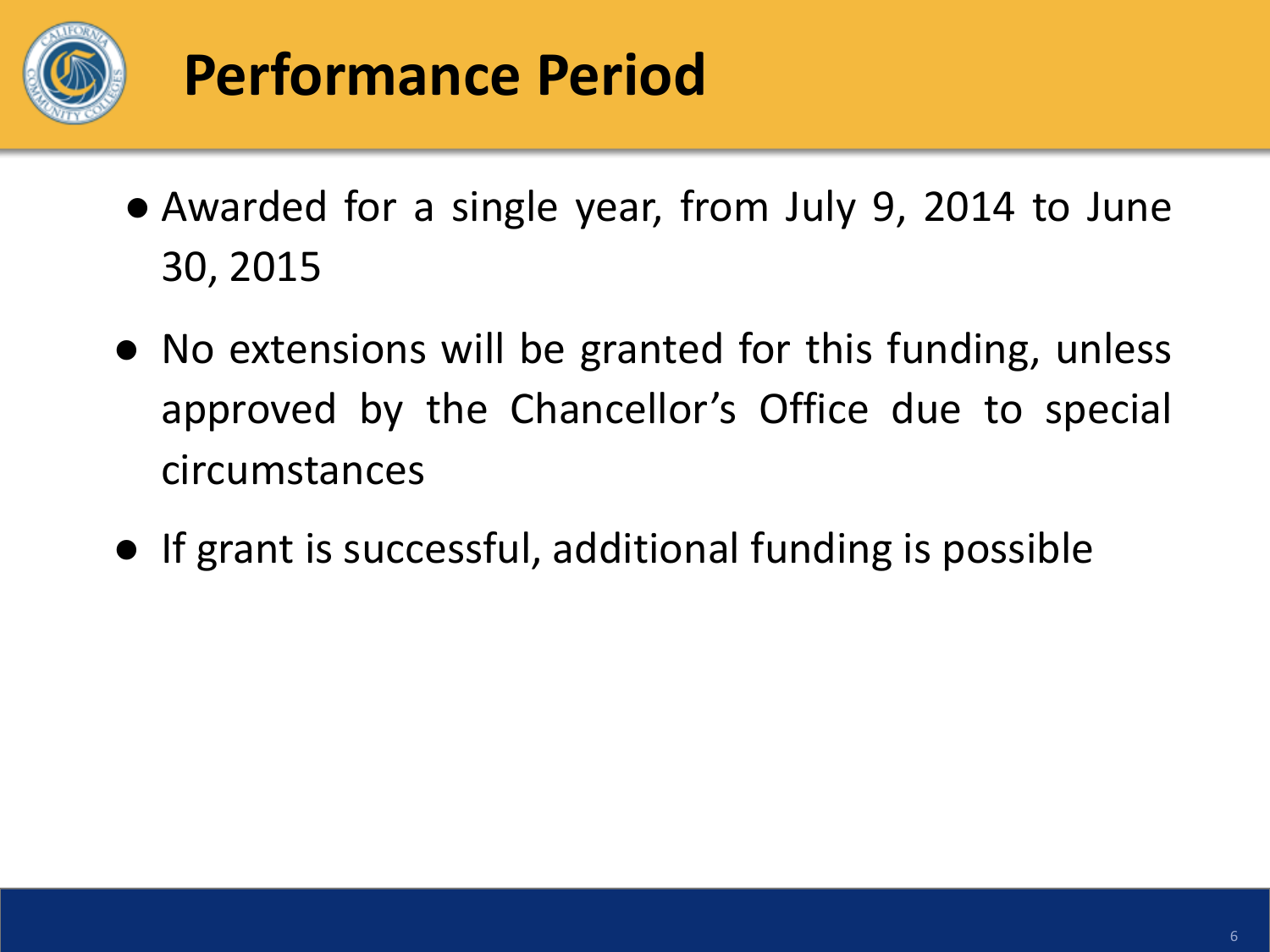# Performance Period

- Awarded for a single year, from July 9, 2014 to June 30, 2015
- No extensions will be granted for this funding, unless approved by the Chancellor's Office due to special circumstances
- If grant is successful, additional funding is possible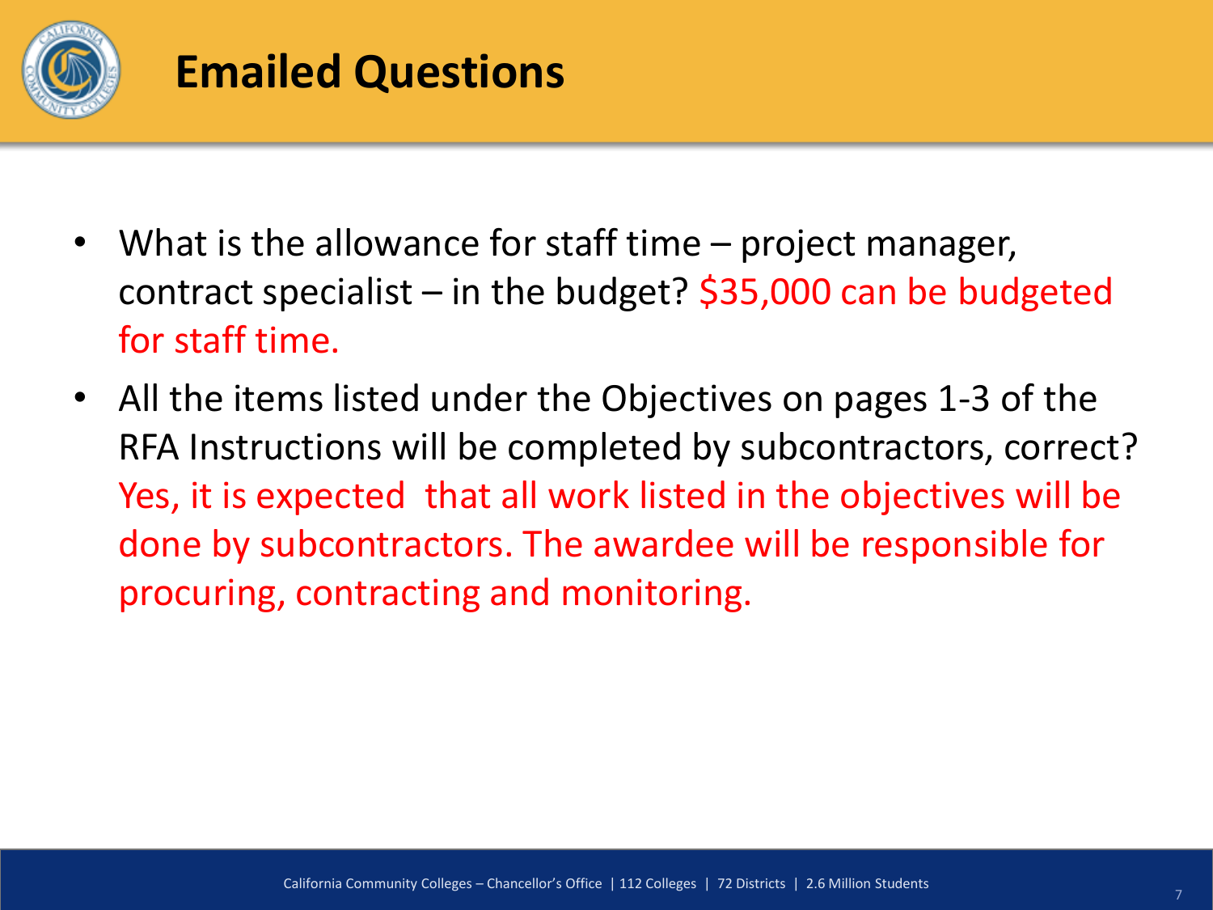# Emailed Questions

- What is the allowance for staff time – project manager, contract specialist – in the budget? $35,000 can be budgeted for staff time.
- All the items listed under the Objectives on pages 1-3 of the RFA Instructions will be completed by subcontractors, correct? Yes, it is expected that all work listed in the objectives will be done by subcontractors. The awardee will be responsible for procuring, contracting and monitoring.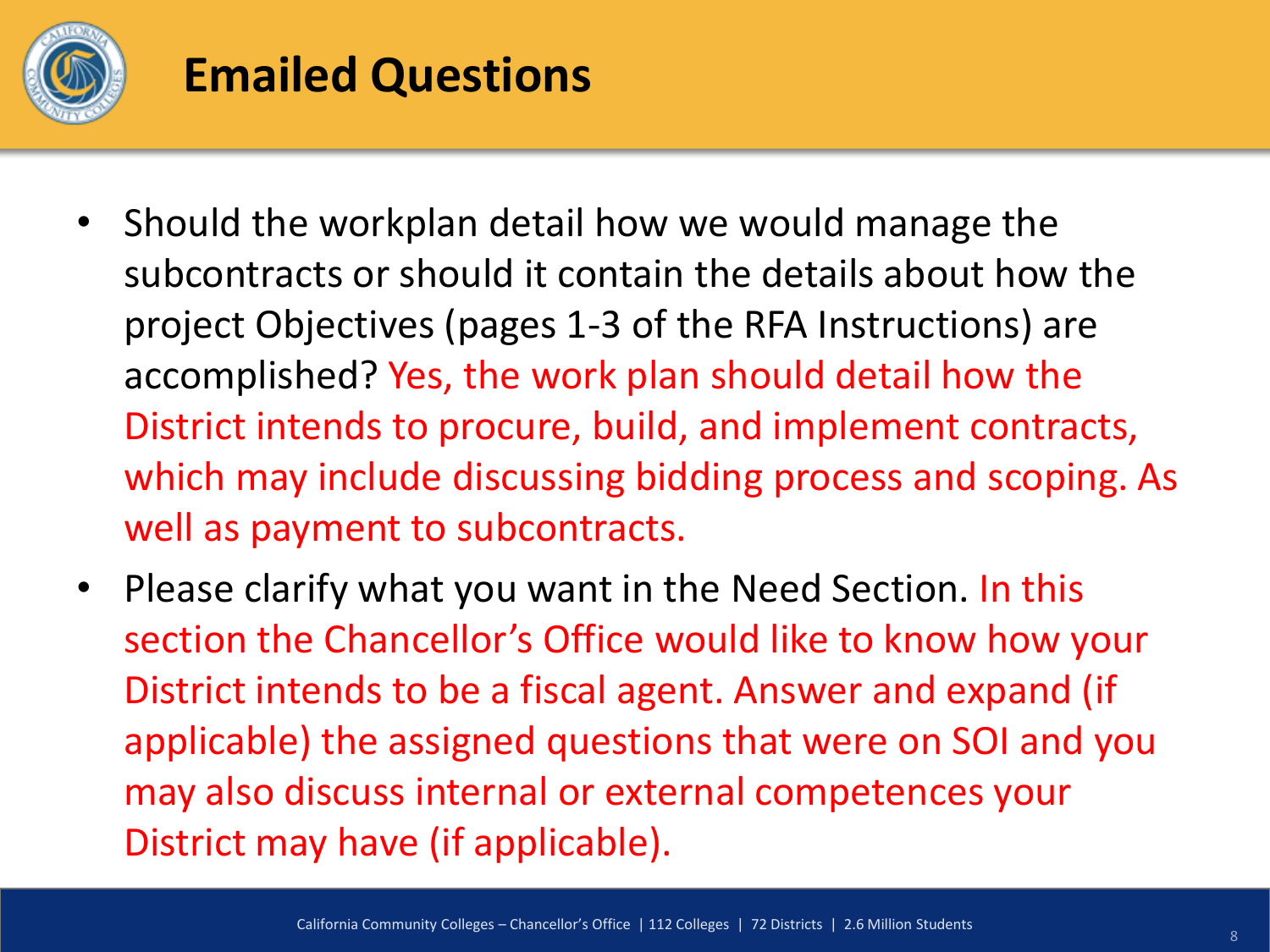# Emailed Questions

- Should the workplan detail how we would manage the subcontracts or should it contain the details about how the project Objectives (pages 1-3 of the RFA Instructions) are accomplished? Yes, the work plan should detail how the District intends to procure, build, and implement contracts, which may include discussing bidding process and scoping. As well as payment to subcontracts.
- Please clarify what you want in the Need Section. In this section the Chancellor's Office would like to know how your District intends to be a fiscal agent. Answer and expand (if applicable) the assigned questions that were on SOI and you may also discuss internal or external competences your District may have (if applicable).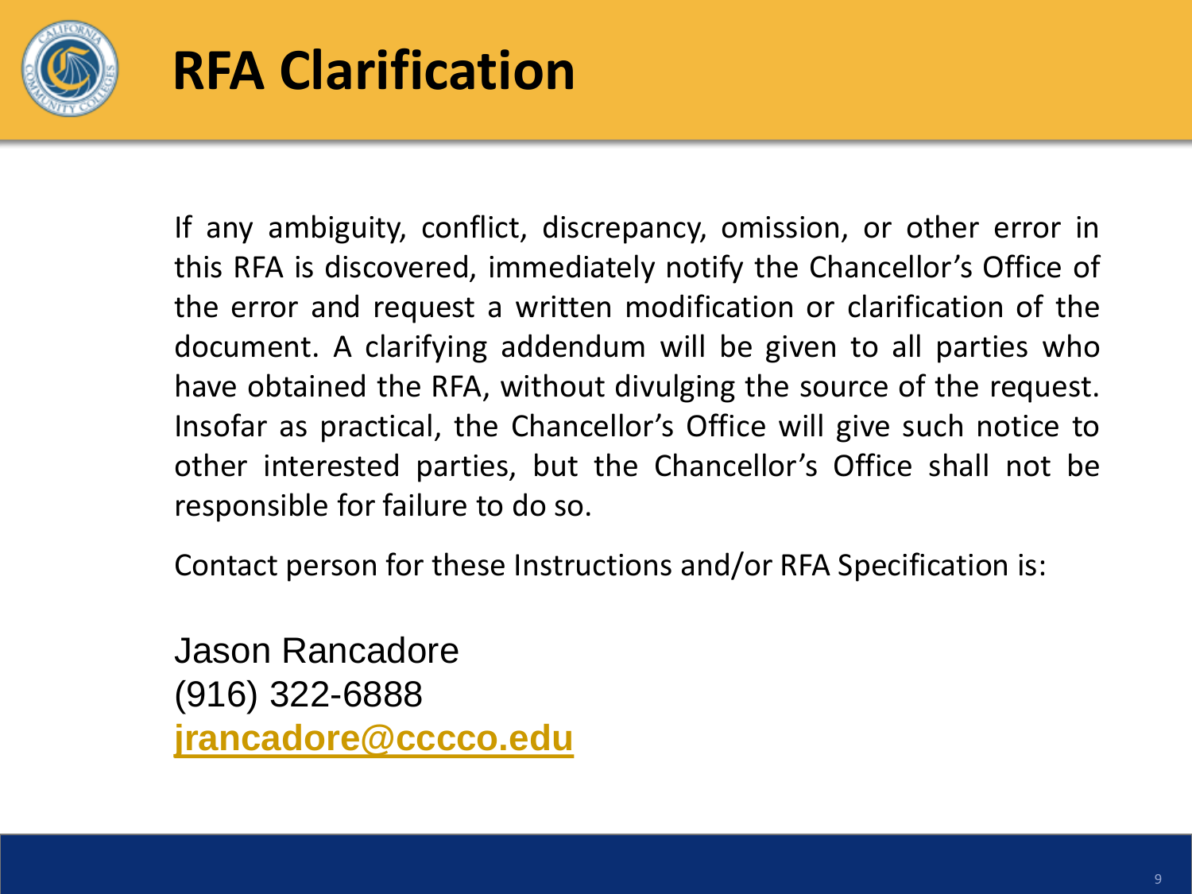# RFA Clarification

If any ambiguity, conflict, discrepancy, omission, or other error in this RFA is discovered, immediately notify the Chancellor's Office of the error and request a written modification or clarification of the document. A clarifying addendum will be given to all parties who have obtained the RFA, without divulging the source of the request. Insofar as practical, the Chancellor's Office will give such notice to other interested parties, but the Chancellor's Office shall not be responsible for failure to do so.

Contact person for these Instructions and/or RFA Specification is:

Jason Rancadore
(916) 322-6888
jrancadore@cccco.edu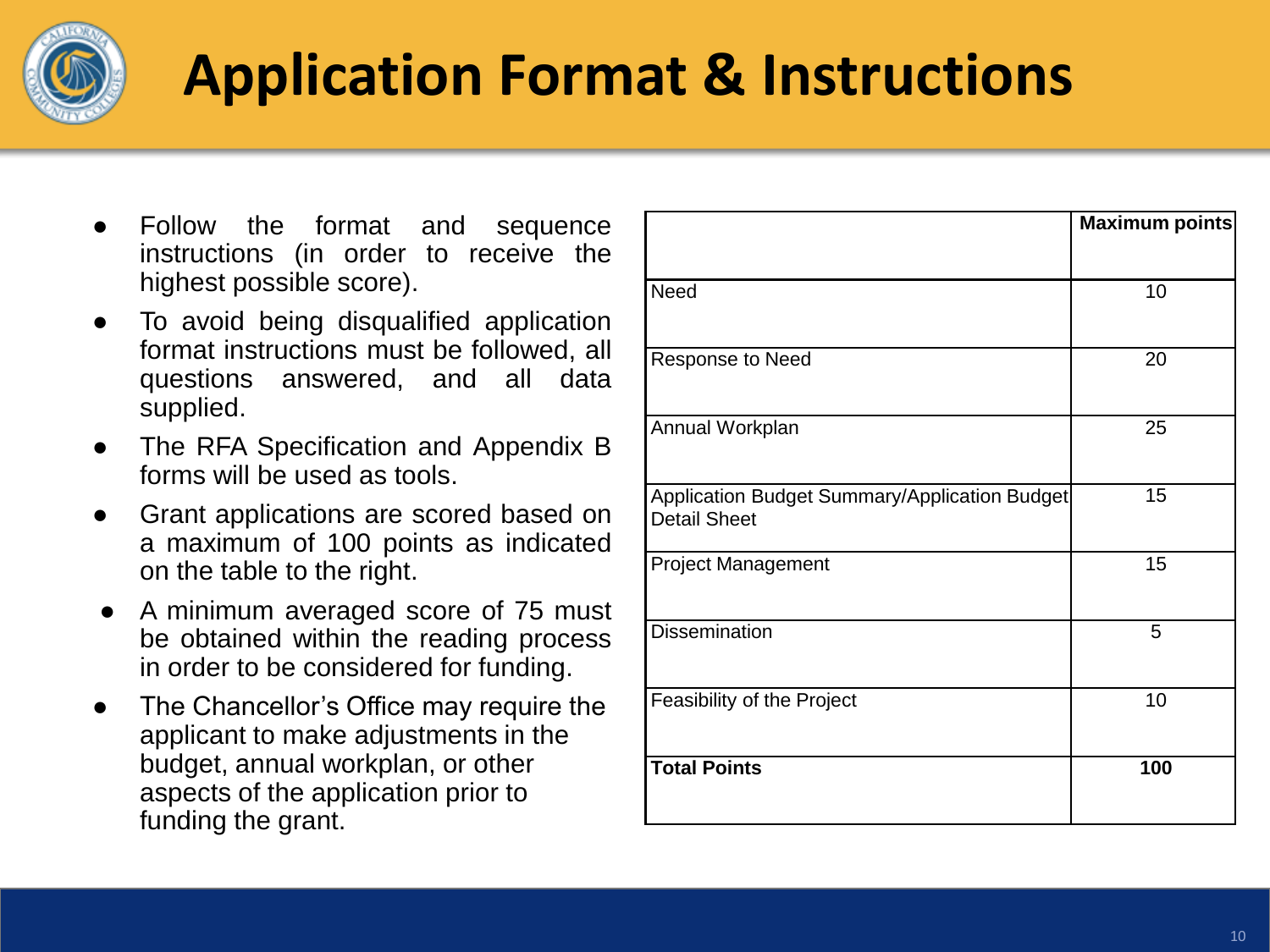# Application Format & Instructions

- Follow the format and sequence instructions (in order to receive the highest possible score).
- To avoid being disqualified application format instructions must be followed, all questions answered, and all data supplied.
- The RFA Specification and Appendix B forms will be used as tools.
- Grant applications are scored based on a maximum of 100 points as indicated on the table to the right.
- A minimum averaged score of 75 must be obtained within the reading process in order to be considered for funding.
- The Chancellor's Office may require the applicant to make adjustments in the budget, annual workplan, or other aspects of the application prior to funding the grant.

| | **Maximum points** |
|---|---|
| Need | 10 |
| Response to Need | 20 |
| Annual Workplan | 25 |
| Application Budget Summary/Application Budget Detail Sheet | 15 |
| Project Management | 15 |
| Dissemination | 5 |
| Feasibility of the Project | 10 |
| **Total Points** | **100** |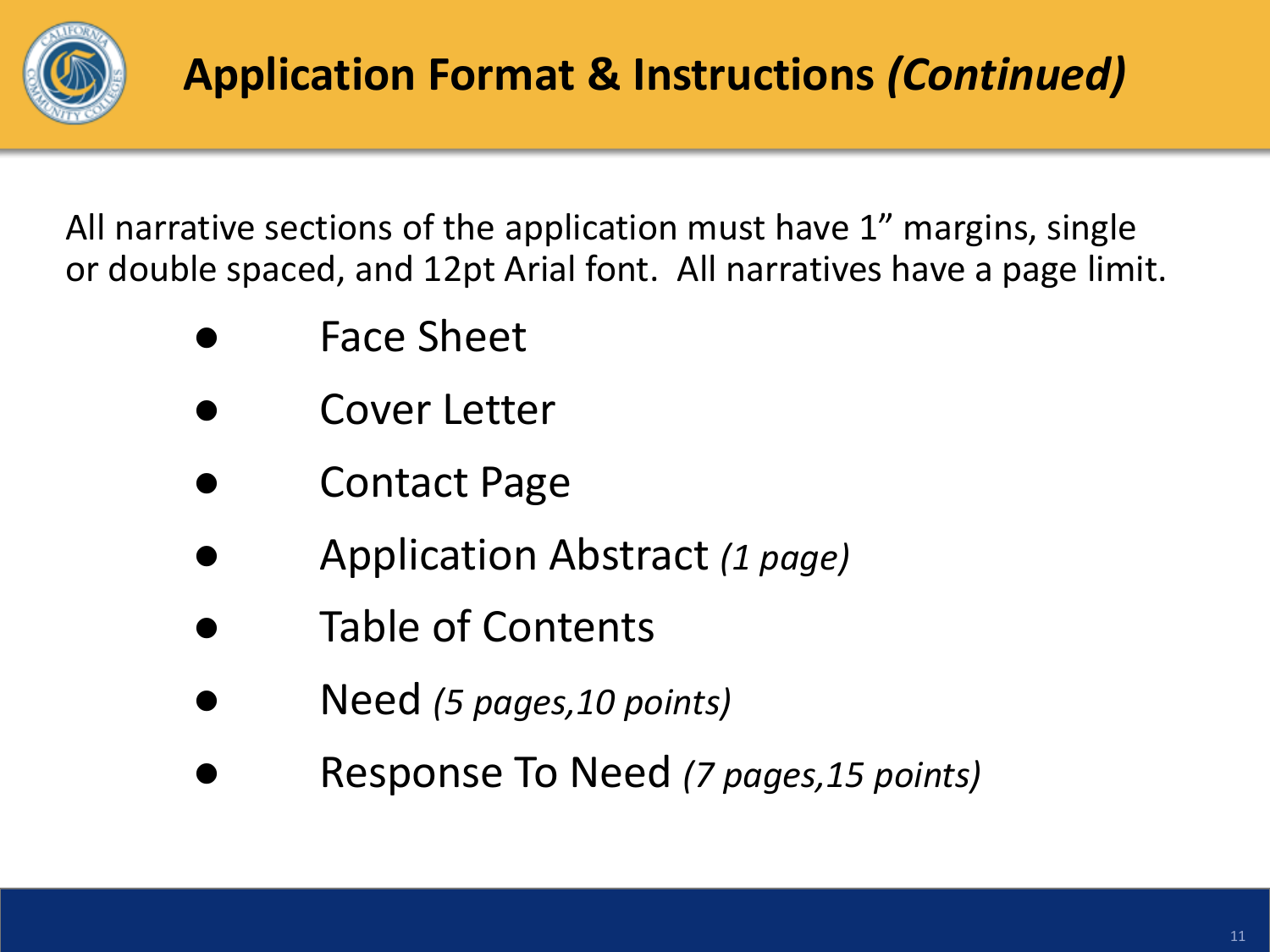# Application Format & Instructions *(Continued)*

All narrative sections of the application must have 1” margins, single or double spaced, and 12pt Arial font. All narratives have a page limit.

- Face Sheet
- Cover Letter
- Contact Page
- Application Abstract *(1 page)*
- Table of Contents
- Need *(5 pages,10 points)*
- Response To Need *(7 pages,15 points)*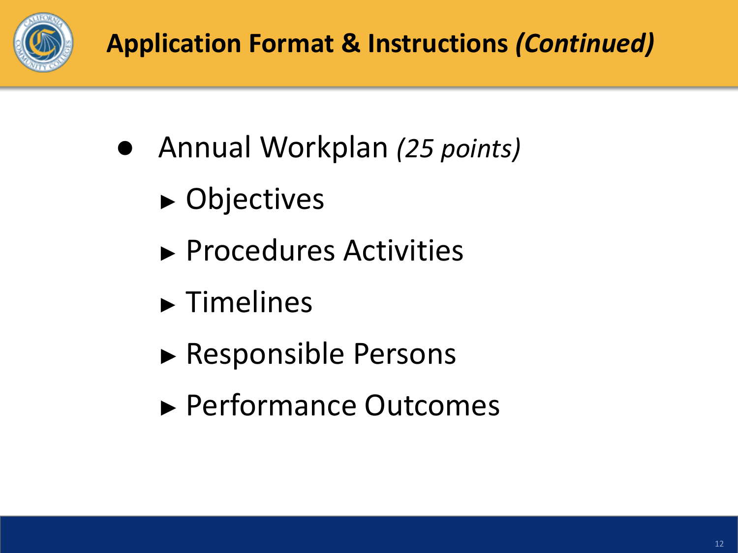# Application Format & Instructions *(Continued)*

- Annual Workplan *(25 points)*
  - Objectives
  - Procedures Activities
  - Timelines
  - Responsible Persons
  - Performance Outcomes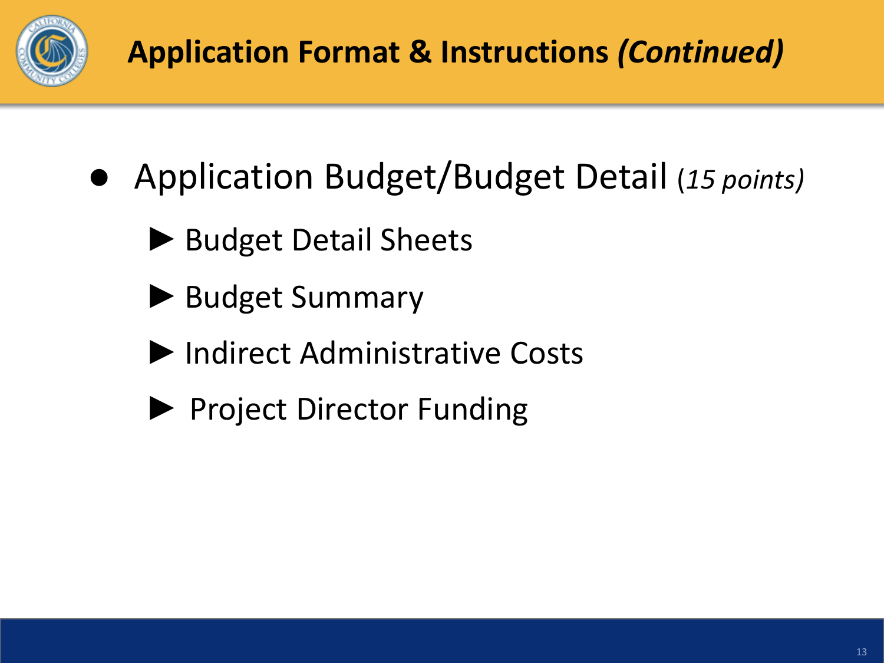# Application Format & Instructions *(Continued)*

- Application Budget/Budget Detail (*15 points)*
  - Budget Detail Sheets
  - Budget Summary
  - Indirect Administrative Costs
  - Project Director Funding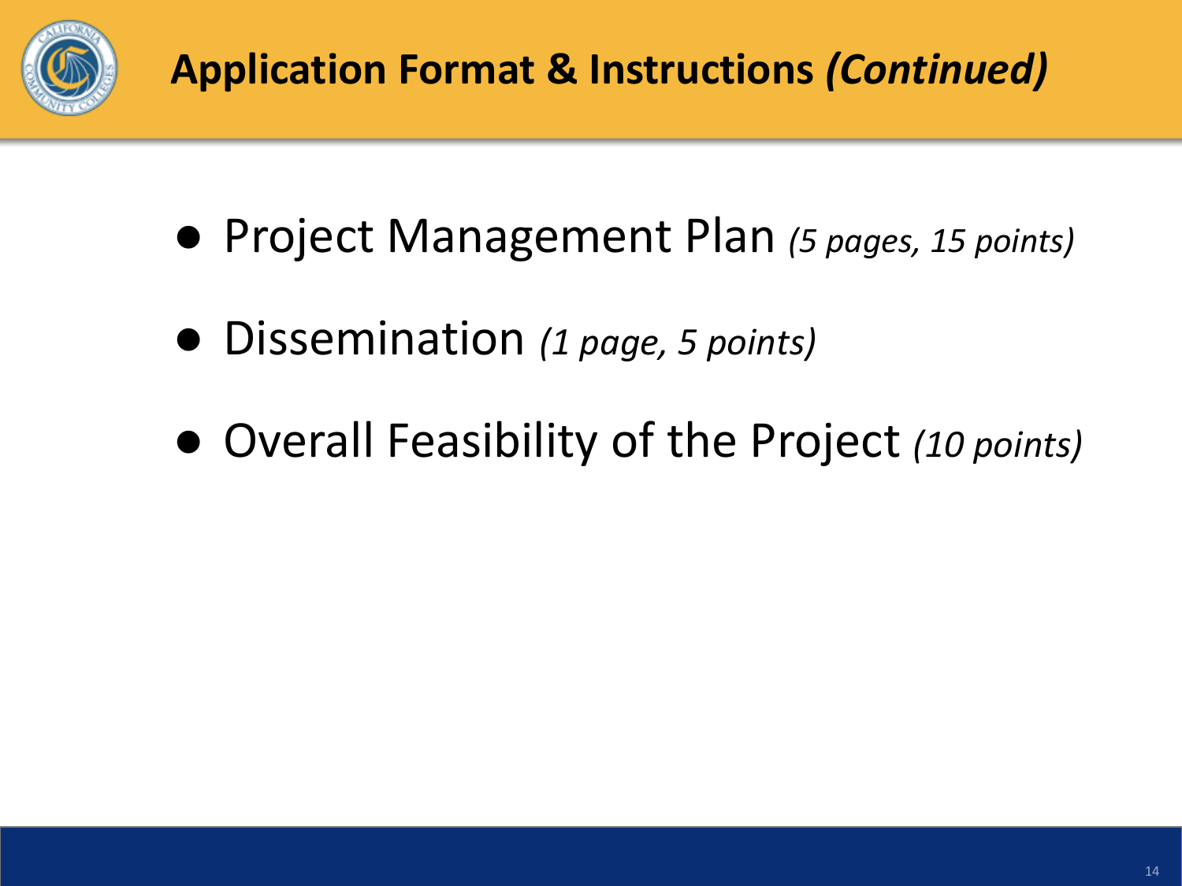# Application Format & Instructions *(Continued)*

- Project Management Plan *(5 pages, 15 points)*
- Dissemination *(1 page, 5 points)*
- Overall Feasibility of the Project *(10 points)*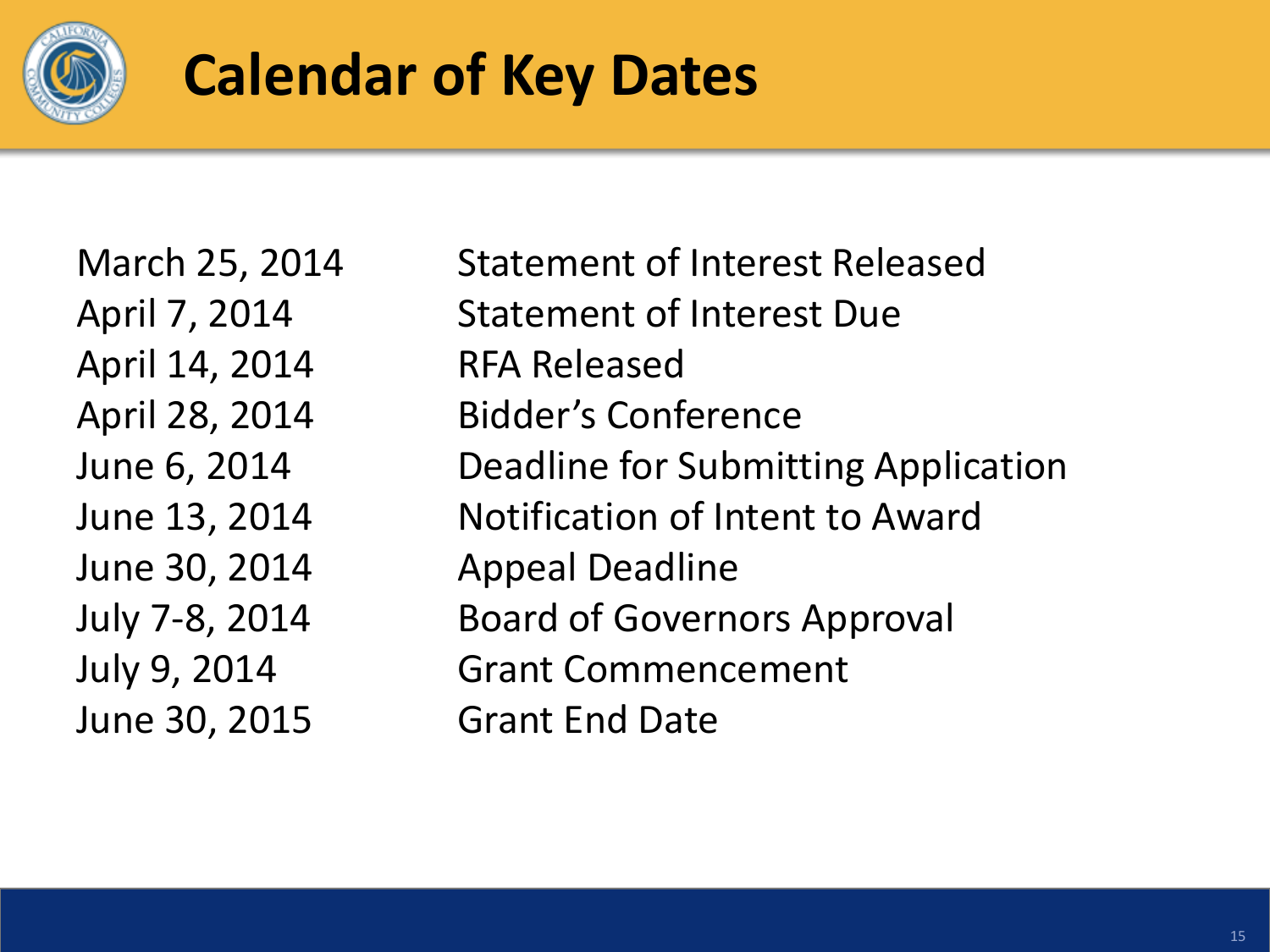# Calendar of Key Dates

| | |
|---|---|
| March 25, 2014 | Statement of Interest Released |
| April 7, 2014 | Statement of Interest Due |
| April 14, 2014 | RFA Released |
| April 28, 2014 | Bidder's Conference |
| June 6, 2014 | Deadline for Submitting Application |
| June 13, 2014 | Notification of Intent to Award |
| June 30, 2014 | Appeal Deadline |
| July 7-8, 2014 | Board of Governors Approval |
| July 9, 2014 | Grant Commencement |
| June 30, 2015 | Grant End Date |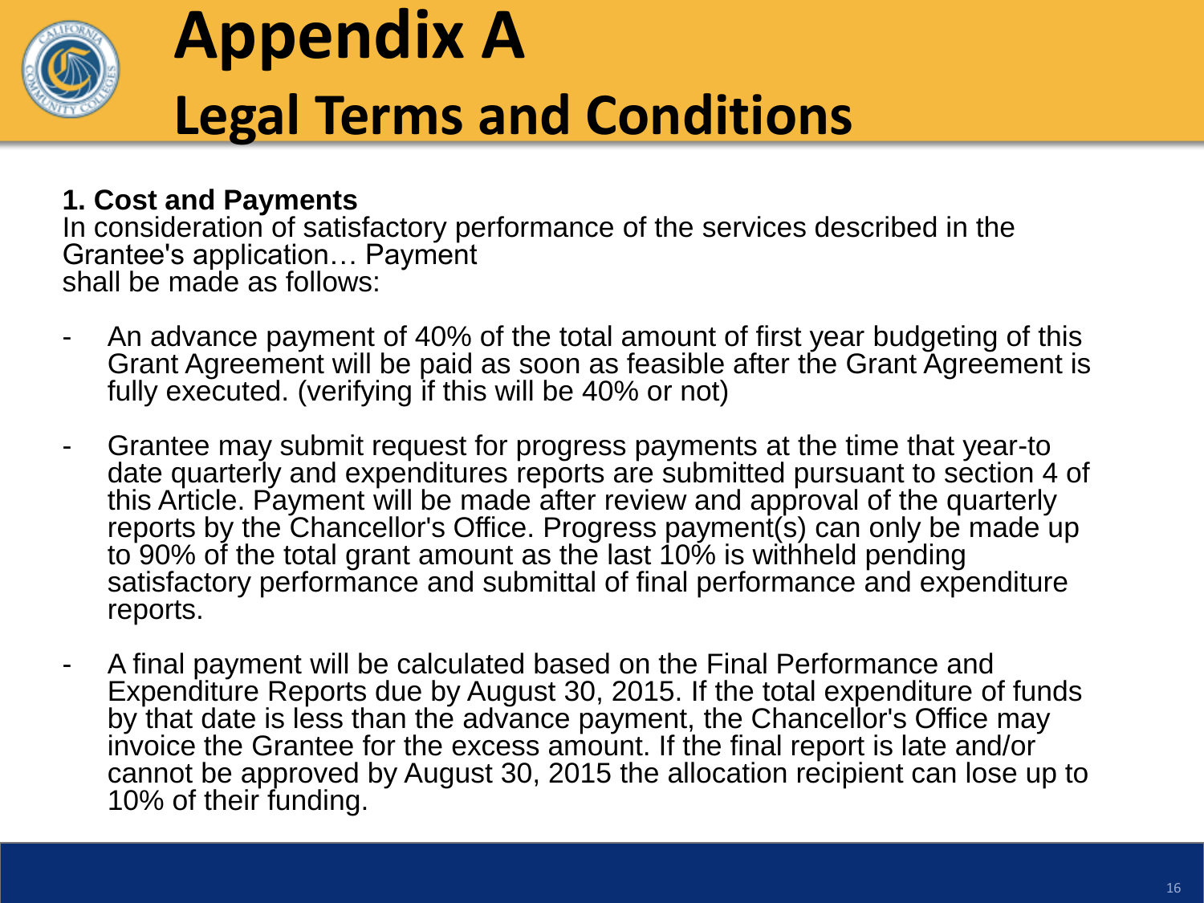# Appendix A

## Legal Terms and Conditions

**1. Cost and Payments**

In consideration of satisfactory performance of the services described in the Grantee's application… Payment shall be made as follows:

- An advance payment of 40% of the total amount of first year budgeting of this Grant Agreement will be paid as soon as feasible after the Grant Agreement is fully executed. (verifying if this will be 40% or not)
- Grantee may submit request for progress payments at the time that year-to date quarterly and expenditures reports are submitted pursuant to section 4 of this Article. Payment will be made after review and approval of the quarterly reports by the Chancellor's Office. Progress payment(s) can only be made up to 90% of the total grant amount as the last 10% is withheld pending satisfactory performance and submittal of final performance and expenditure reports.
- A final payment will be calculated based on the Final Performance and Expenditure Reports due by August 30, 2015. If the total expenditure of funds by that date is less than the advance payment, the Chancellor's Office may invoice the Grantee for the excess amount. If the final report is late and/or cannot be approved by August 30, 2015 the allocation recipient can lose up to 10% of their funding.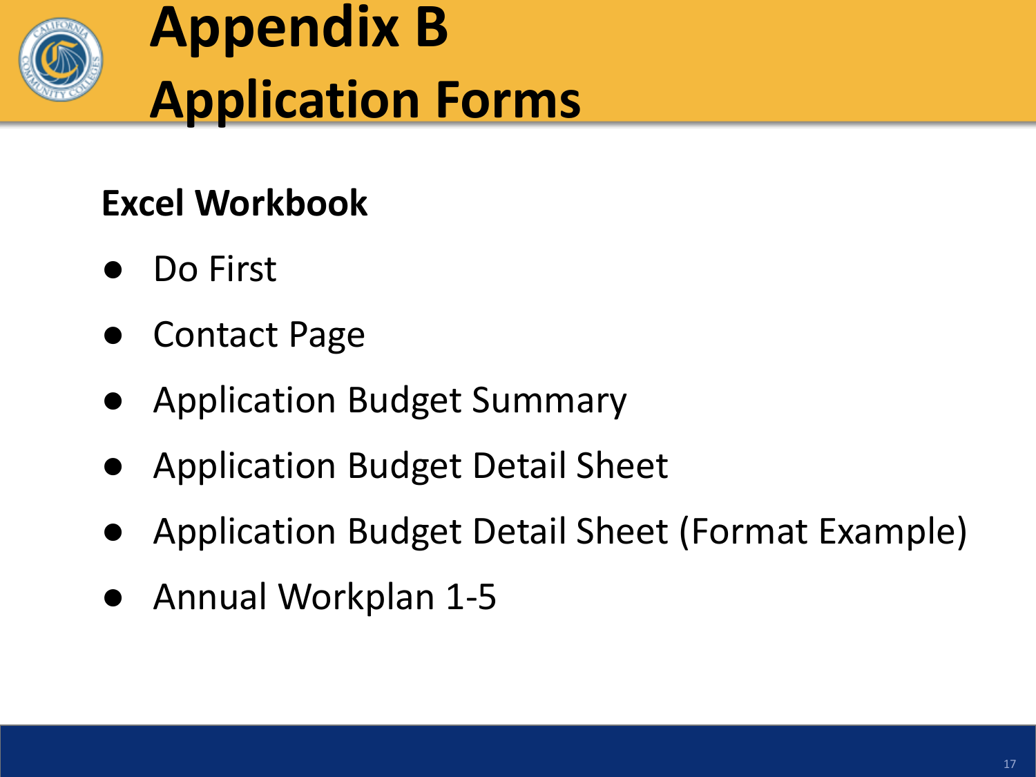# Appendix B
# Application Forms

## Excel Workbook

- Do First
- Contact Page
- Application Budget Summary
- Application Budget Detail Sheet
- Application Budget Detail Sheet (Format Example)
- Annual Workplan 1-5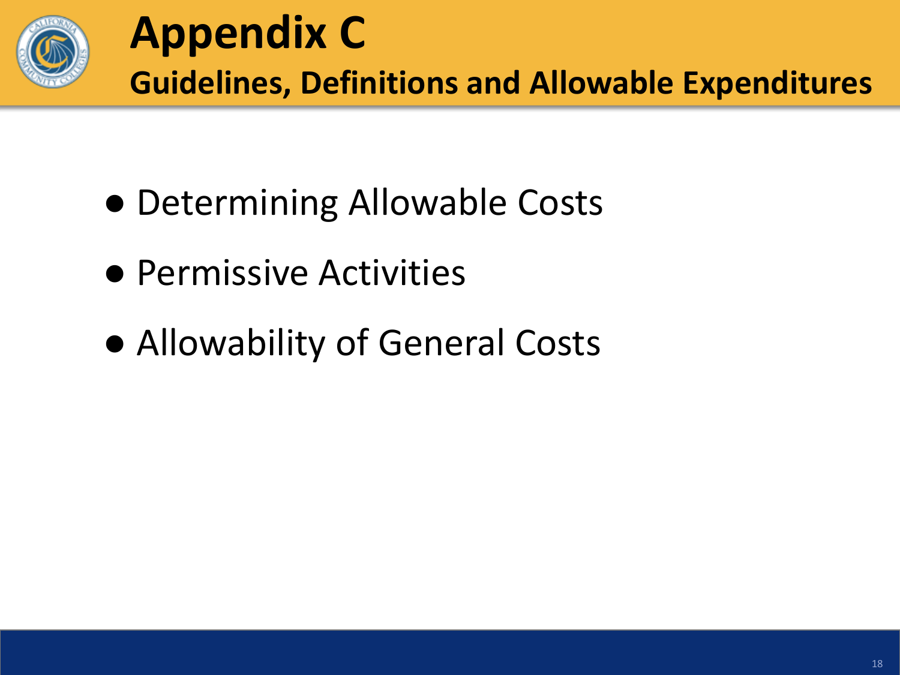# Appendix C

## Guidelines, Definitions and Allowable Expenditures

- Determining Allowable Costs
- Permissive Activities
- Allowability of General Costs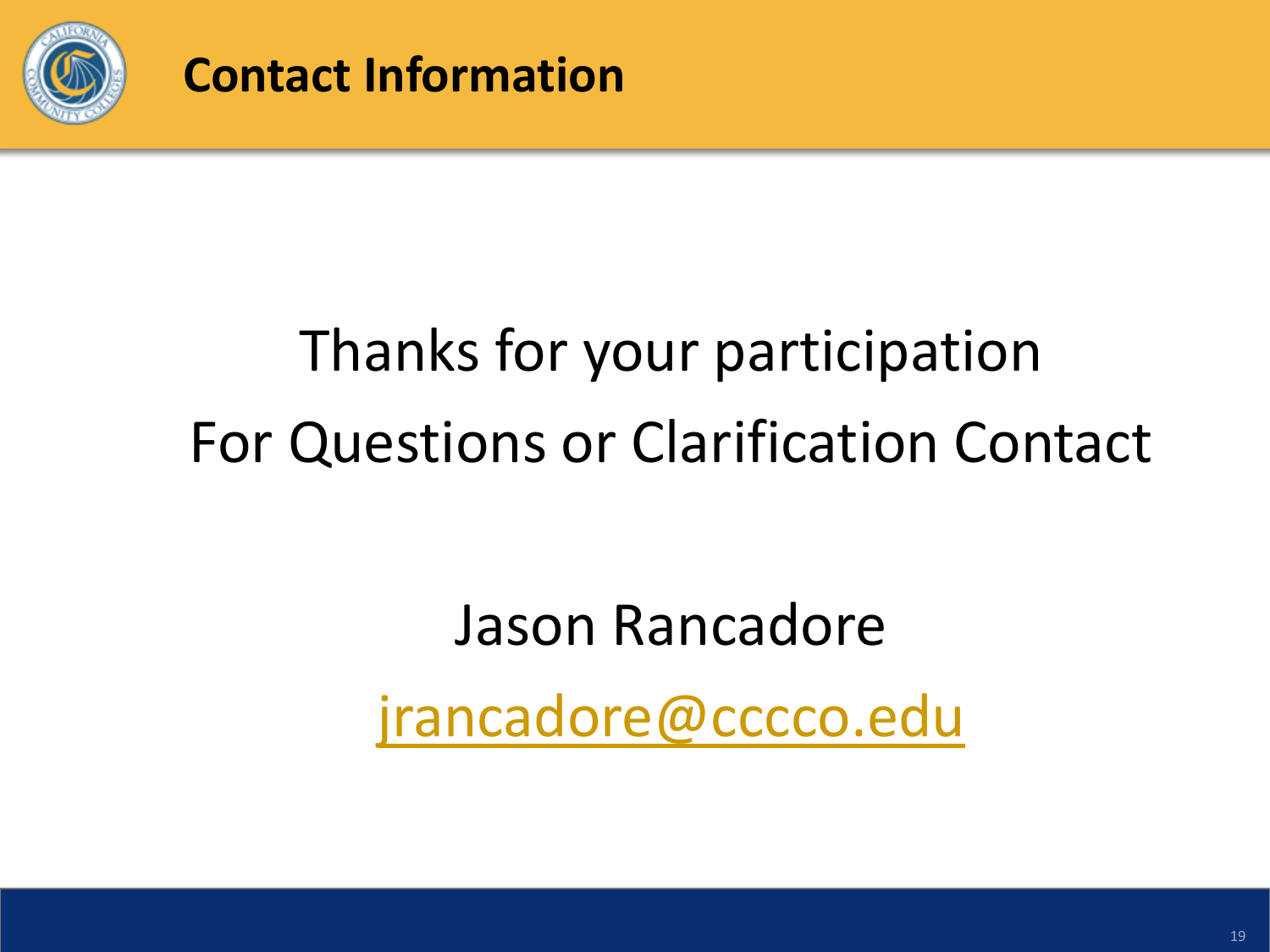# Contact Information

Thanks for your participation

For Questions or Clarification Contact

Jason Rancadore

jrancadore@cccco.edu